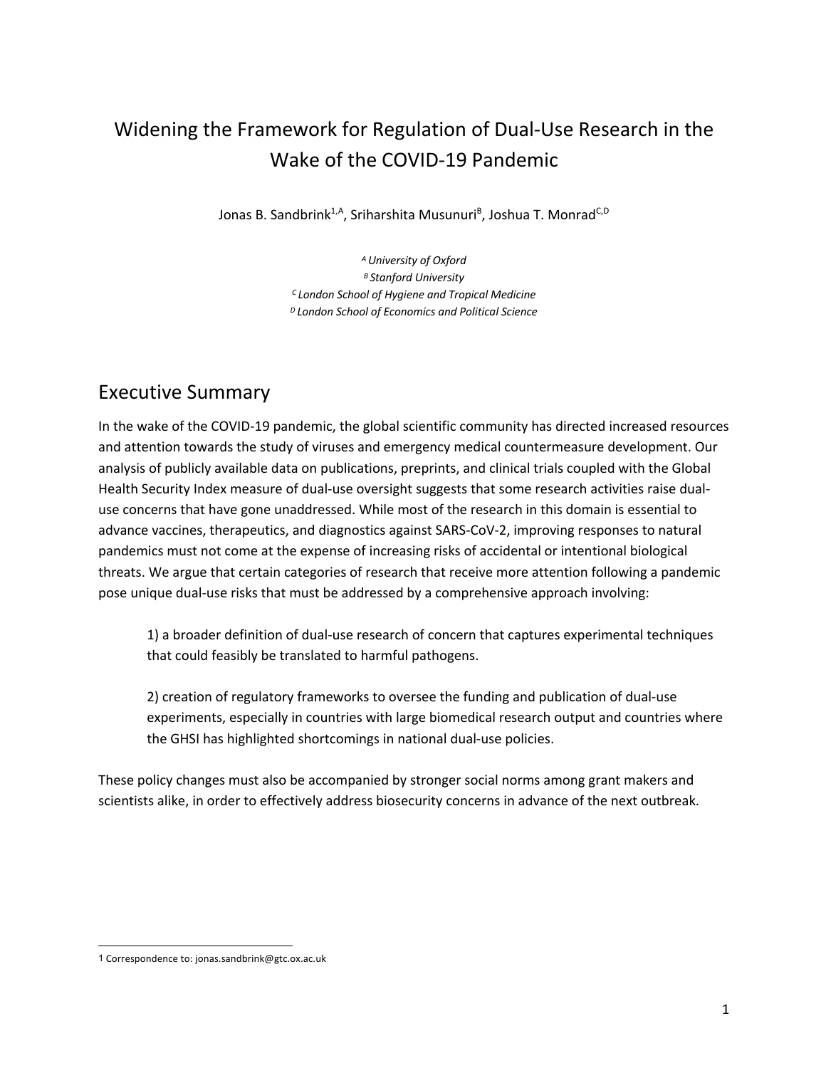# Widening the Framework for Regulation of Dual-Use Research in the Wake of the COVID-19 Pandemic

Jonas B. Sandbrink[1,A], Sriharshita Musunuri[B], Joshua T. Monrad[C,D]

*[A] University of Oxford*
*[B] Stanford University*
*[C] London School of Hygiene and Tropical Medicine*
*[D] London School of Economics and Political Science*

## Executive Summary

In the wake of the COVID-19 pandemic, the global scientific community has directed increased resources and attention towards the study of viruses and emergency medical countermeasure development. Our analysis of publicly available data on publications, preprints, and clinical trials coupled with the Global Health Security Index measure of dual-use oversight suggests that some research activities raise dual-use concerns that have gone unaddressed. While most of the research in this domain is essential to advance vaccines, therapeutics, and diagnostics against SARS-CoV-2, improving responses to natural pandemics must not come at the expense of increasing risks of accidental or intentional biological threats. We argue that certain categories of research that receive more attention following a pandemic pose unique dual-use risks that must be addressed by a comprehensive approach involving:

> 1) a broader definition of dual-use research of concern that captures experimental techniques that could feasibly be translated to harmful pathogens.
>
> 2) creation of regulatory frameworks to oversee the funding and publication of dual-use experiments, especially in countries with large biomedical research output and countries where the GHSI has highlighted shortcomings in national dual-use policies.

These policy changes must also be accompanied by stronger social norms among grant makers and scientists alike, in order to effectively address biosecurity concerns in advance of the next outbreak.

---

[1] Correspondence to: jonas.sandbrink@gtc.ox.ac.uk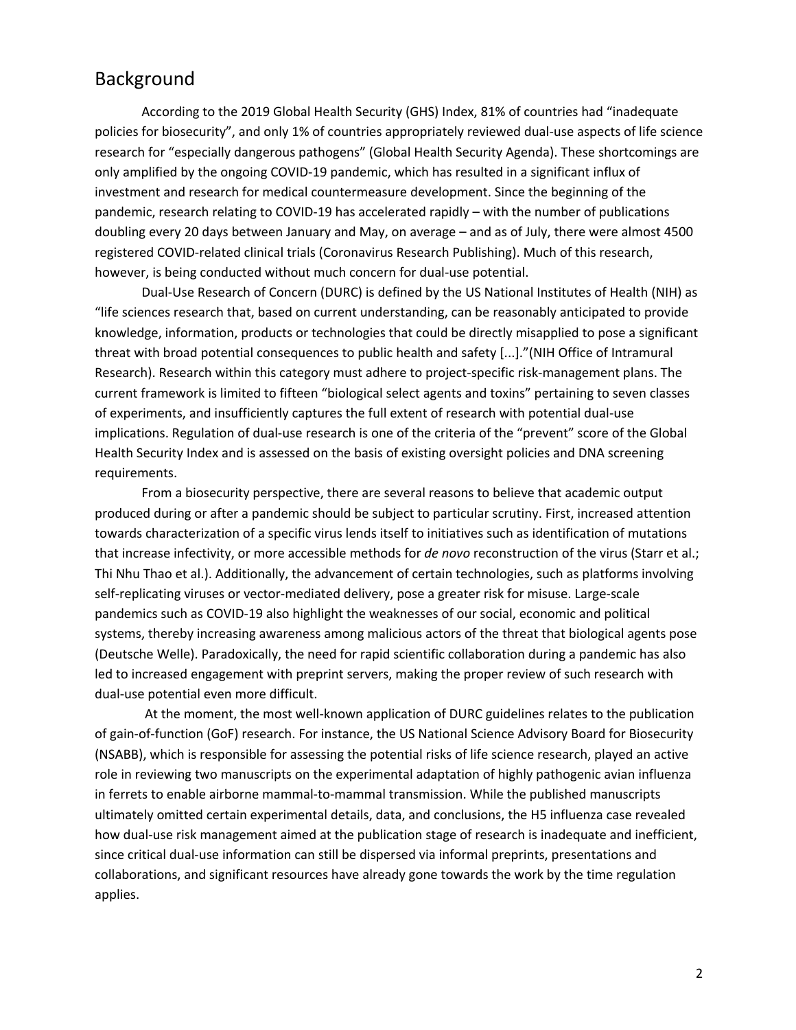## Background

According to the 2019 Global Health Security (GHS) Index, 81% of countries had "inadequate policies for biosecurity", and only 1% of countries appropriately reviewed dual-use aspects of life science research for "especially dangerous pathogens" (Global Health Security Agenda). These shortcomings are only amplified by the ongoing COVID-19 pandemic, which has resulted in a significant influx of investment and research for medical countermeasure development. Since the beginning of the pandemic, research relating to COVID-19 has accelerated rapidly – with the number of publications doubling every 20 days between January and May, on average – and as of July, there were almost 4500 registered COVID-related clinical trials (Coronavirus Research Publishing). Much of this research, however, is being conducted without much concern for dual-use potential.

Dual-Use Research of Concern (DURC) is defined by the US National Institutes of Health (NIH) as "life sciences research that, based on current understanding, can be reasonably anticipated to provide knowledge, information, products or technologies that could be directly misapplied to pose a significant threat with broad potential consequences to public health and safety [...]."(NIH Office of Intramural Research). Research within this category must adhere to project-specific risk-management plans. The current framework is limited to fifteen "biological select agents and toxins" pertaining to seven classes of experiments, and insufficiently captures the full extent of research with potential dual-use implications. Regulation of dual-use research is one of the criteria of the "prevent" score of the Global Health Security Index and is assessed on the basis of existing oversight policies and DNA screening requirements.

From a biosecurity perspective, there are several reasons to believe that academic output produced during or after a pandemic should be subject to particular scrutiny. First, increased attention towards characterization of a specific virus lends itself to initiatives such as identification of mutations that increase infectivity, or more accessible methods for *de novo* reconstruction of the virus (Starr et al.; Thi Nhu Thao et al.). Additionally, the advancement of certain technologies, such as platforms involving self-replicating viruses or vector-mediated delivery, pose a greater risk for misuse. Large-scale pandemics such as COVID-19 also highlight the weaknesses of our social, economic and political systems, thereby increasing awareness among malicious actors of the threat that biological agents pose (Deutsche Welle). Paradoxically, the need for rapid scientific collaboration during a pandemic has also led to increased engagement with preprint servers, making the proper review of such research with dual-use potential even more difficult.

At the moment, the most well-known application of DURC guidelines relates to the publication of gain-of-function (GoF) research. For instance, the US National Science Advisory Board for Biosecurity (NSABB), which is responsible for assessing the potential risks of life science research, played an active role in reviewing two manuscripts on the experimental adaptation of highly pathogenic avian influenza in ferrets to enable airborne mammal-to-mammal transmission. While the published manuscripts ultimately omitted certain experimental details, data, and conclusions, the H5 influenza case revealed how dual-use risk management aimed at the publication stage of research is inadequate and inefficient, since critical dual-use information can still be dispersed via informal preprints, presentations and collaborations, and significant resources have already gone towards the work by the time regulation applies.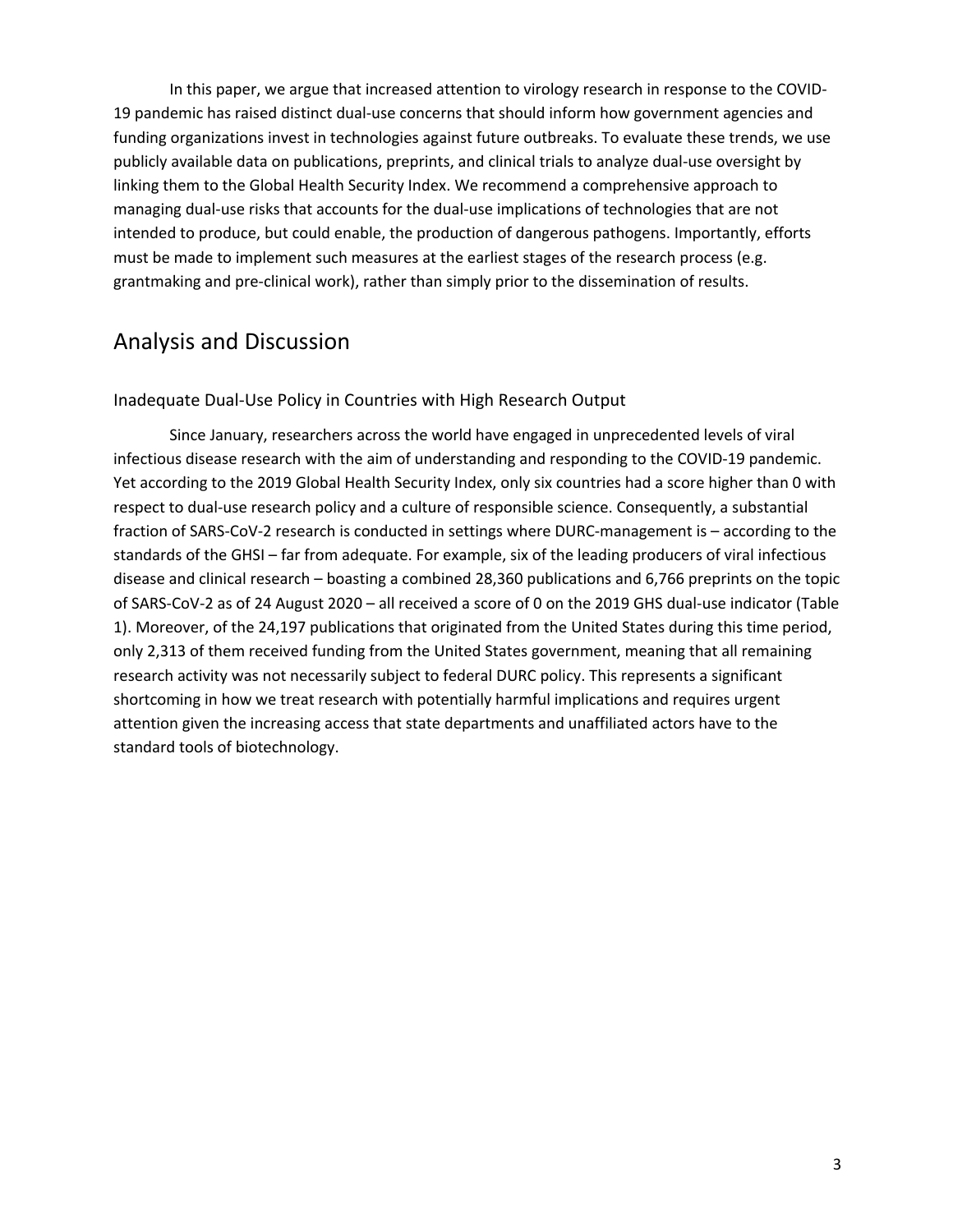In this paper, we argue that increased attention to virology research in response to the COVID-19 pandemic has raised distinct dual-use concerns that should inform how government agencies and funding organizations invest in technologies against future outbreaks. To evaluate these trends, we use publicly available data on publications, preprints, and clinical trials to analyze dual-use oversight by linking them to the Global Health Security Index. We recommend a comprehensive approach to managing dual-use risks that accounts for the dual-use implications of technologies that are not intended to produce, but could enable, the production of dangerous pathogens. Importantly, efforts must be made to implement such measures at the earliest stages of the research process (e.g. grantmaking and pre-clinical work), rather than simply prior to the dissemination of results.

## Analysis and Discussion

### Inadequate Dual-Use Policy in Countries with High Research Output

Since January, researchers across the world have engaged in unprecedented levels of viral infectious disease research with the aim of understanding and responding to the COVID-19 pandemic. Yet according to the 2019 Global Health Security Index, only six countries had a score higher than 0 with respect to dual-use research policy and a culture of responsible science. Consequently, a substantial fraction of SARS-CoV-2 research is conducted in settings where DURC-management is – according to the standards of the GHSI – far from adequate. For example, six of the leading producers of viral infectious disease and clinical research – boasting a combined 28,360 publications and 6,766 preprints on the topic of SARS-CoV-2 as of 24 August 2020 – all received a score of 0 on the 2019 GHS dual-use indicator (Table 1). Moreover, of the 24,197 publications that originated from the United States during this time period, only 2,313 of them received funding from the United States government, meaning that all remaining research activity was not necessarily subject to federal DURC policy. This represents a significant shortcoming in how we treat research with potentially harmful implications and requires urgent attention given the increasing access that state departments and unaffiliated actors have to the standard tools of biotechnology.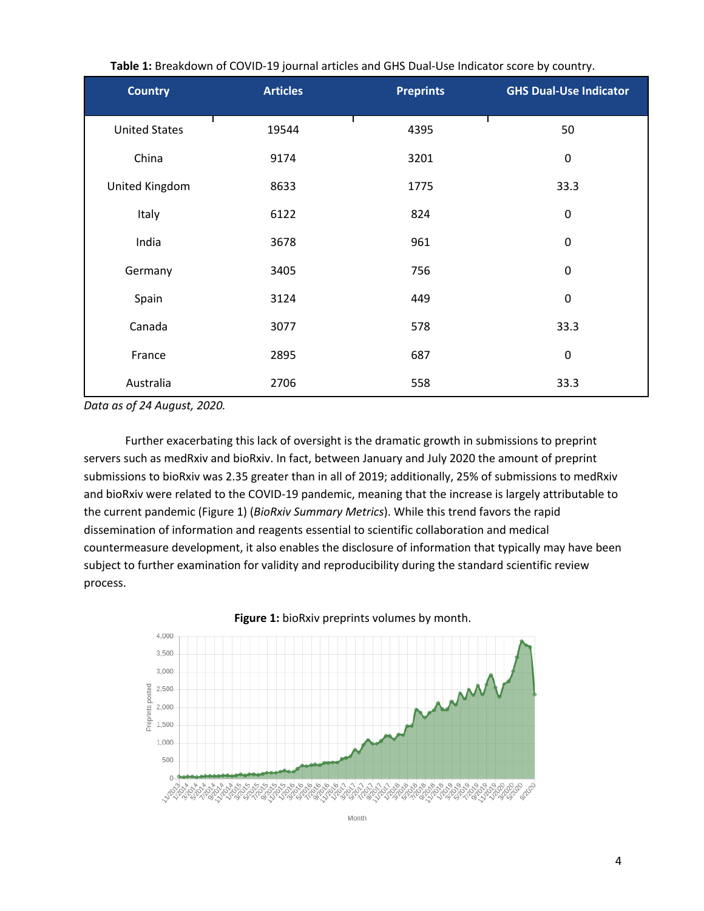**Table 1:** Breakdown of COVID-19 journal articles and GHS Dual-Use Indicator score by country.

| Country | Articles | Preprints | GHS Dual-Use Indicator |
|---|---|---|---|
| United States | 19544 | 4395 | 50 |
| China | 9174 | 3201 | 0 |
| United Kingdom | 8633 | 1775 | 33.3 |
| Italy | 6122 | 824 | 0 |
| India | 3678 | 961 | 0 |
| Germany | 3405 | 756 | 0 |
| Spain | 3124 | 449 | 0 |
| Canada | 3077 | 578 | 33.3 |
| France | 2895 | 687 | 0 |
| Australia | 2706 | 558 | 33.3 |

*Data as of 24 August, 2020.*

Further exacerbating this lack of oversight is the dramatic growth in submissions to preprint servers such as medRxiv and bioRxiv. In fact, between January and July 2020 the amount of preprint submissions to bioRxiv was 2.35 greater than in all of 2019; additionally, 25% of submissions to medRxiv and bioRxiv were related to the COVID-19 pandemic, meaning that the increase is largely attributable to the current pandemic (Figure 1) (*BioRxiv Summary Metrics*). While this trend favors the rapid dissemination of information and reagents essential to scientific collaboration and medical countermeasure development, it also enables the disclosure of information that typically may have been subject to further examination for validity and reproducibility during the standard scientific review process.

**Figure 1:** bioRxiv preprints volumes by month.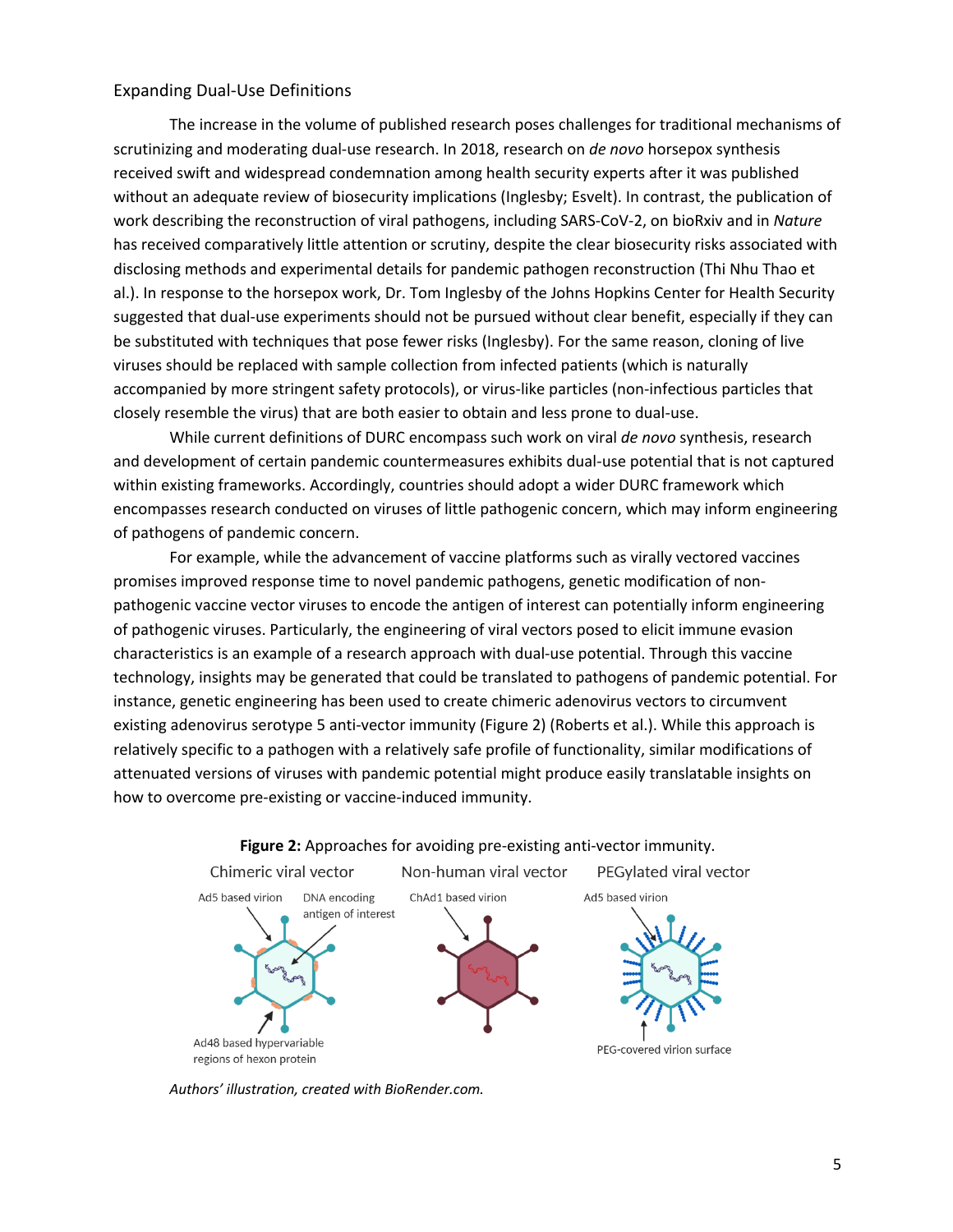## Expanding Dual-Use Definitions

The increase in the volume of published research poses challenges for traditional mechanisms of scrutinizing and moderating dual-use research. In 2018, research on *de novo* horsepox synthesis received swift and widespread condemnation among health security experts after it was published without an adequate review of biosecurity implications (Inglesby; Esvelt). In contrast, the publication of work describing the reconstruction of viral pathogens, including SARS-CoV-2, on bioRxiv and in *Nature* has received comparatively little attention or scrutiny, despite the clear biosecurity risks associated with disclosing methods and experimental details for pandemic pathogen reconstruction (Thi Nhu Thao et al.). In response to the horsepox work, Dr. Tom Inglesby of the Johns Hopkins Center for Health Security suggested that dual-use experiments should not be pursued without clear benefit, especially if they can be substituted with techniques that pose fewer risks (Inglesby). For the same reason, cloning of live viruses should be replaced with sample collection from infected patients (which is naturally accompanied by more stringent safety protocols), or virus-like particles (non-infectious particles that closely resemble the virus) that are both easier to obtain and less prone to dual-use.

While current definitions of DURC encompass such work on viral *de novo* synthesis, research and development of certain pandemic countermeasures exhibits dual-use potential that is not captured within existing frameworks. Accordingly, countries should adopt a wider DURC framework which encompasses research conducted on viruses of little pathogenic concern, which may inform engineering of pathogens of pandemic concern.

For example, while the advancement of vaccine platforms such as virally vectored vaccines promises improved response time to novel pandemic pathogens, genetic modification of non-pathogenic vaccine vector viruses to encode the antigen of interest can potentially inform engineering of pathogenic viruses. Particularly, the engineering of viral vectors posed to elicit immune evasion characteristics is an example of a research approach with dual-use potential. Through this vaccine technology, insights may be generated that could be translated to pathogens of pandemic potential. For instance, genetic engineering has been used to create chimeric adenovirus vectors to circumvent existing adenovirus serotype 5 anti-vector immunity (Figure 2) (Roberts et al.). While this approach is relatively specific to a pathogen with a relatively safe profile of functionality, similar modifications of attenuated versions of viruses with pandemic potential might produce easily translatable insights on how to overcome pre-existing or vaccine-induced immunity.

**Figure 2:** Approaches for avoiding pre-existing anti-vector immunity.

Chimeric viral vector: Ad5 based virion; DNA encoding antigen of interest; Ad48 based hypervariable regions of hexon protein. Non-human viral vector: ChAd1 based virion. PEGylated viral vector: Ad5 based virion; PEG-covered virion surface.

*Authors' illustration, created with BioRender.com.*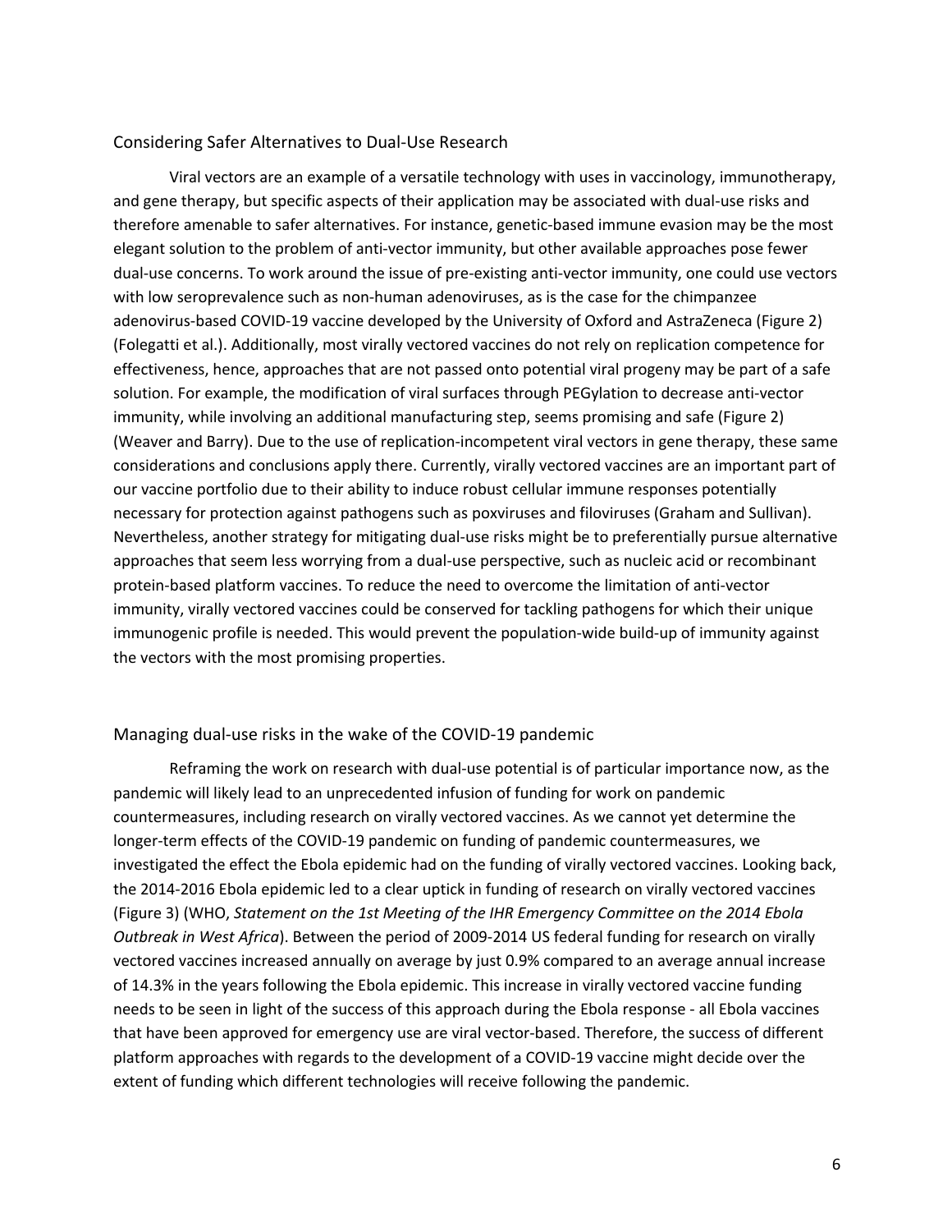## Considering Safer Alternatives to Dual-Use Research

Viral vectors are an example of a versatile technology with uses in vaccinology, immunotherapy, and gene therapy, but specific aspects of their application may be associated with dual-use risks and therefore amenable to safer alternatives. For instance, genetic-based immune evasion may be the most elegant solution to the problem of anti-vector immunity, but other available approaches pose fewer dual-use concerns. To work around the issue of pre-existing anti-vector immunity, one could use vectors with low seroprevalence such as non-human adenoviruses, as is the case for the chimpanzee adenovirus-based COVID-19 vaccine developed by the University of Oxford and AstraZeneca (Figure 2) (Folegatti et al.). Additionally, most virally vectored vaccines do not rely on replication competence for effectiveness, hence, approaches that are not passed onto potential viral progeny may be part of a safe solution. For example, the modification of viral surfaces through PEGylation to decrease anti-vector immunity, while involving an additional manufacturing step, seems promising and safe (Figure 2) (Weaver and Barry). Due to the use of replication-incompetent viral vectors in gene therapy, these same considerations and conclusions apply there. Currently, virally vectored vaccines are an important part of our vaccine portfolio due to their ability to induce robust cellular immune responses potentially necessary for protection against pathogens such as poxviruses and filoviruses (Graham and Sullivan). Nevertheless, another strategy for mitigating dual-use risks might be to preferentially pursue alternative approaches that seem less worrying from a dual-use perspective, such as nucleic acid or recombinant protein-based platform vaccines. To reduce the need to overcome the limitation of anti-vector immunity, virally vectored vaccines could be conserved for tackling pathogens for which their unique immunogenic profile is needed. This would prevent the population-wide build-up of immunity against the vectors with the most promising properties.

## Managing dual-use risks in the wake of the COVID-19 pandemic

Reframing the work on research with dual-use potential is of particular importance now, as the pandemic will likely lead to an unprecedented infusion of funding for work on pandemic countermeasures, including research on virally vectored vaccines. As we cannot yet determine the longer-term effects of the COVID-19 pandemic on funding of pandemic countermeasures, we investigated the effect the Ebola epidemic had on the funding of virally vectored vaccines. Looking back, the 2014-2016 Ebola epidemic led to a clear uptick in funding of research on virally vectored vaccines (Figure 3) (WHO, *Statement on the 1st Meeting of the IHR Emergency Committee on the 2014 Ebola Outbreak in West Africa*). Between the period of 2009-2014 US federal funding for research on virally vectored vaccines increased annually on average by just 0.9% compared to an average annual increase of 14.3% in the years following the Ebola epidemic. This increase in virally vectored vaccine funding needs to be seen in light of the success of this approach during the Ebola response - all Ebola vaccines that have been approved for emergency use are viral vector-based. Therefore, the success of different platform approaches with regards to the development of a COVID-19 vaccine might decide over the extent of funding which different technologies will receive following the pandemic.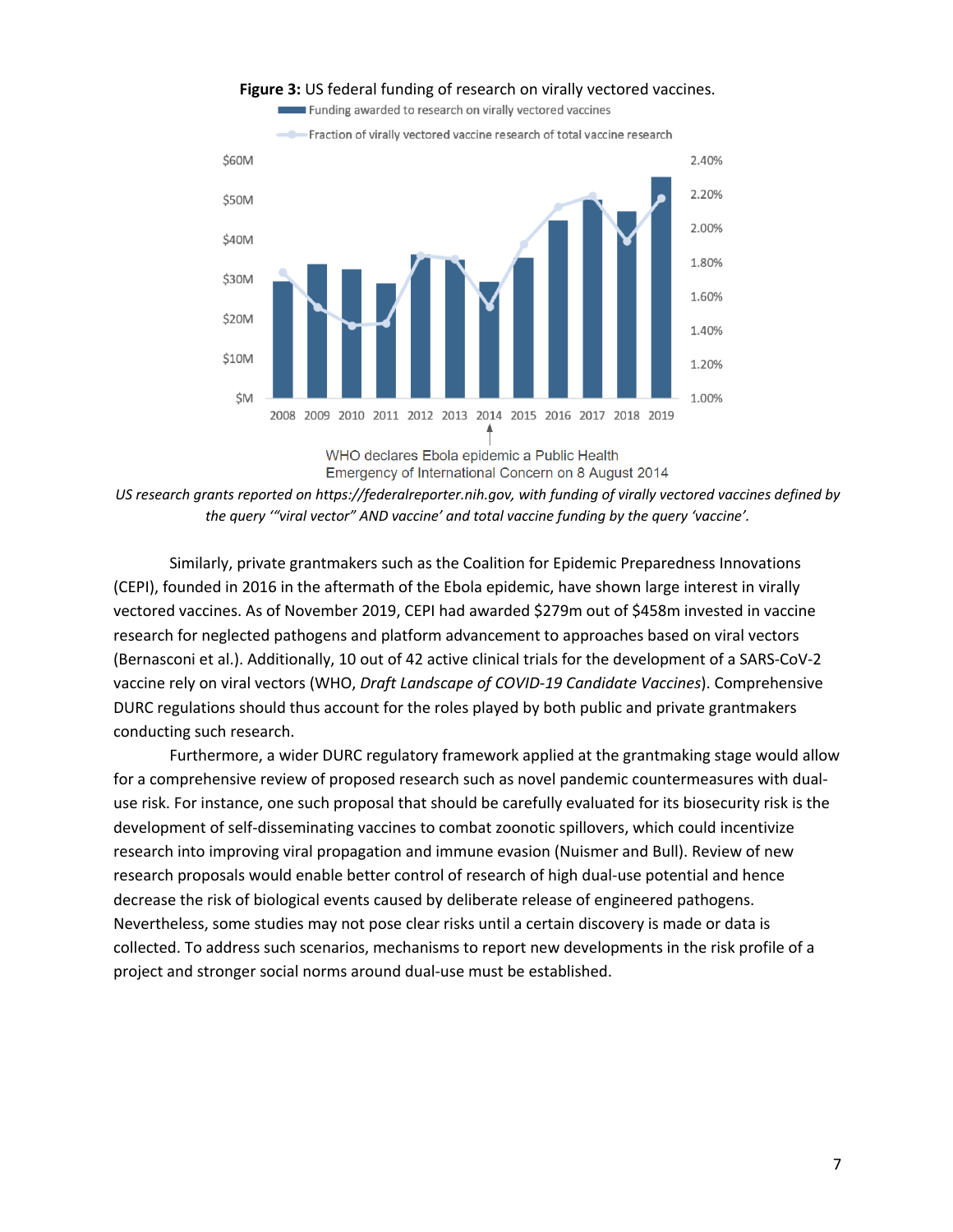**Figure 3:** US federal funding of research on virally vectored vaccines.

*US research grants reported on https://federalreporter.nih.gov, with funding of virally vectored vaccines defined by the query '"viral vector" AND vaccine' and total vaccine funding by the query 'vaccine'.*

Similarly, private grantmakers such as the Coalition for Epidemic Preparedness Innovations (CEPI), founded in 2016 in the aftermath of the Ebola epidemic, have shown large interest in virally vectored vaccines. As of November 2019, CEPI had awarded $279m out of $458m invested in vaccine research for neglected pathogens and platform advancement to approaches based on viral vectors (Bernasconi et al.). Additionally, 10 out of 42 active clinical trials for the development of a SARS-CoV-2 vaccine rely on viral vectors (WHO, *Draft Landscape of COVID-19 Candidate Vaccines*). Comprehensive DURC regulations should thus account for the roles played by both public and private grantmakers conducting such research.

Furthermore, a wider DURC regulatory framework applied at the grantmaking stage would allow for a comprehensive review of proposed research such as novel pandemic countermeasures with dual-use risk. For instance, one such proposal that should be carefully evaluated for its biosecurity risk is the development of self-disseminating vaccines to combat zoonotic spillovers, which could incentivize research into improving viral propagation and immune evasion (Nuismer and Bull). Review of new research proposals would enable better control of research of high dual-use potential and hence decrease the risk of biological events caused by deliberate release of engineered pathogens. Nevertheless, some studies may not pose clear risks until a certain discovery is made or data is collected. To address such scenarios, mechanisms to report new developments in the risk profile of a project and stronger social norms around dual-use must be established.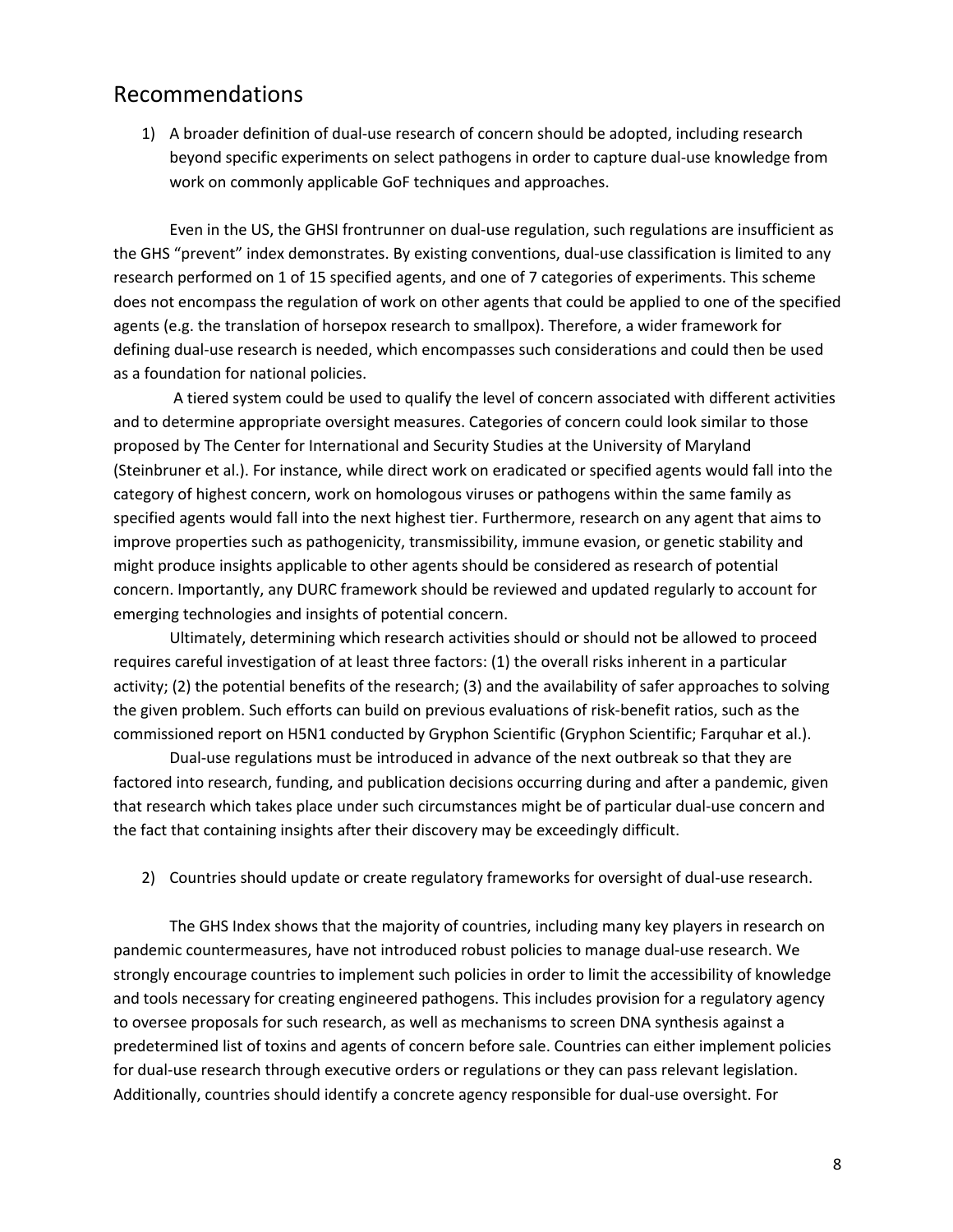## Recommendations

1) A broader definition of dual-use research of concern should be adopted, including research beyond specific experiments on select pathogens in order to capture dual-use knowledge from work on commonly applicable GoF techniques and approaches.

Even in the US, the GHSI frontrunner on dual-use regulation, such regulations are insufficient as the GHS "prevent" index demonstrates. By existing conventions, dual-use classification is limited to any research performed on 1 of 15 specified agents, and one of 7 categories of experiments. This scheme does not encompass the regulation of work on other agents that could be applied to one of the specified agents (e.g. the translation of horsepox research to smallpox). Therefore, a wider framework for defining dual-use research is needed, which encompasses such considerations and could then be used as a foundation for national policies.

A tiered system could be used to qualify the level of concern associated with different activities and to determine appropriate oversight measures. Categories of concern could look similar to those proposed by The Center for International and Security Studies at the University of Maryland (Steinbruner et al.). For instance, while direct work on eradicated or specified agents would fall into the category of highest concern, work on homologous viruses or pathogens within the same family as specified agents would fall into the next highest tier. Furthermore, research on any agent that aims to improve properties such as pathogenicity, transmissibility, immune evasion, or genetic stability and might produce insights applicable to other agents should be considered as research of potential concern. Importantly, any DURC framework should be reviewed and updated regularly to account for emerging technologies and insights of potential concern.

Ultimately, determining which research activities should or should not be allowed to proceed requires careful investigation of at least three factors: (1) the overall risks inherent in a particular activity; (2) the potential benefits of the research; (3) and the availability of safer approaches to solving the given problem. Such efforts can build on previous evaluations of risk-benefit ratios, such as the commissioned report on H5N1 conducted by Gryphon Scientific (Gryphon Scientific; Farquhar et al.).

Dual-use regulations must be introduced in advance of the next outbreak so that they are factored into research, funding, and publication decisions occurring during and after a pandemic, given that research which takes place under such circumstances might be of particular dual-use concern and the fact that containing insights after their discovery may be exceedingly difficult.

2) Countries should update or create regulatory frameworks for oversight of dual-use research.

The GHS Index shows that the majority of countries, including many key players in research on pandemic countermeasures, have not introduced robust policies to manage dual-use research. We strongly encourage countries to implement such policies in order to limit the accessibility of knowledge and tools necessary for creating engineered pathogens. This includes provision for a regulatory agency to oversee proposals for such research, as well as mechanisms to screen DNA synthesis against a predetermined list of toxins and agents of concern before sale. Countries can either implement policies for dual-use research through executive orders or regulations or they can pass relevant legislation. Additionally, countries should identify a concrete agency responsible for dual-use oversight. For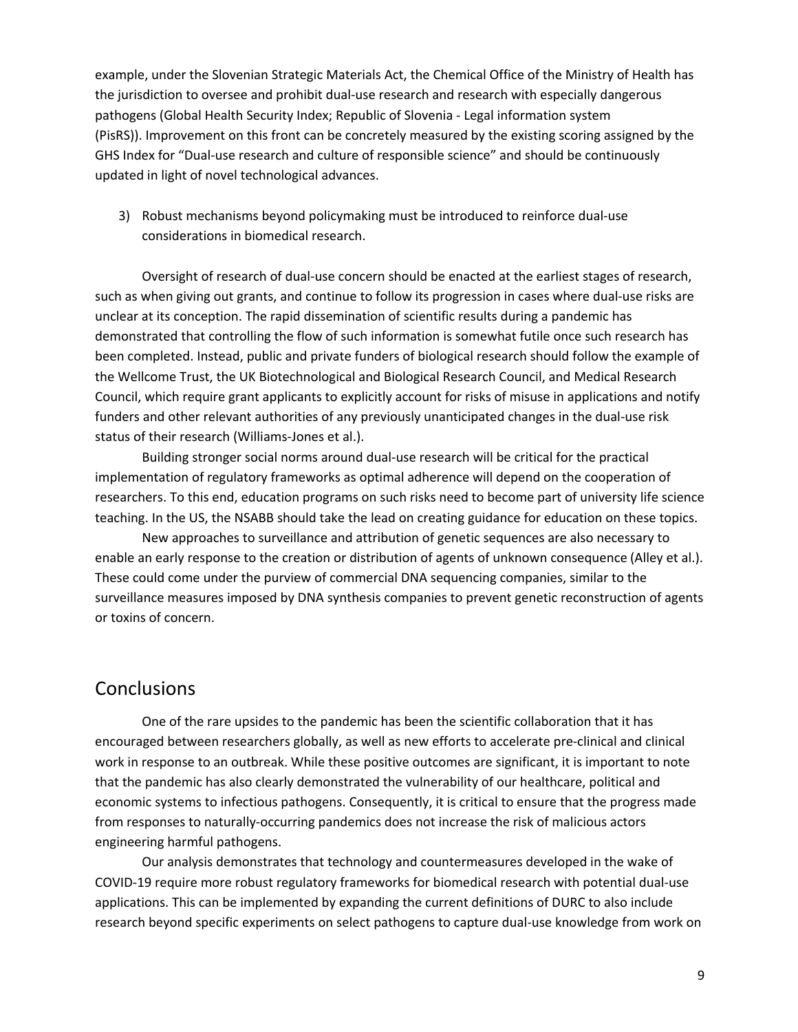example, under the Slovenian Strategic Materials Act, the Chemical Office of the Ministry of Health has the jurisdiction to oversee and prohibit dual-use research and research with especially dangerous pathogens (Global Health Security Index; Republic of Slovenia - Legal information system (PisRS)). Improvement on this front can be concretely measured by the existing scoring assigned by the GHS Index for "Dual-use research and culture of responsible science" and should be continuously updated in light of novel technological advances.

3) Robust mechanisms beyond policymaking must be introduced to reinforce dual-use considerations in biomedical research.

Oversight of research of dual-use concern should be enacted at the earliest stages of research, such as when giving out grants, and continue to follow its progression in cases where dual-use risks are unclear at its conception. The rapid dissemination of scientific results during a pandemic has demonstrated that controlling the flow of such information is somewhat futile once such research has been completed. Instead, public and private funders of biological research should follow the example of the Wellcome Trust, the UK Biotechnological and Biological Research Council, and Medical Research Council, which require grant applicants to explicitly account for risks of misuse in applications and notify funders and other relevant authorities of any previously unanticipated changes in the dual-use risk status of their research (Williams-Jones et al.).

Building stronger social norms around dual-use research will be critical for the practical implementation of regulatory frameworks as optimal adherence will depend on the cooperation of researchers. To this end, education programs on such risks need to become part of university life science teaching. In the US, the NSABB should take the lead on creating guidance for education on these topics.

New approaches to surveillance and attribution of genetic sequences are also necessary to enable an early response to the creation or distribution of agents of unknown consequence (Alley et al.). These could come under the purview of commercial DNA sequencing companies, similar to the surveillance measures imposed by DNA synthesis companies to prevent genetic reconstruction of agents or toxins of concern.

## Conclusions

One of the rare upsides to the pandemic has been the scientific collaboration that it has encouraged between researchers globally, as well as new efforts to accelerate pre-clinical and clinical work in response to an outbreak. While these positive outcomes are significant, it is important to note that the pandemic has also clearly demonstrated the vulnerability of our healthcare, political and economic systems to infectious pathogens. Consequently, it is critical to ensure that the progress made from responses to naturally-occurring pandemics does not increase the risk of malicious actors engineering harmful pathogens.

Our analysis demonstrates that technology and countermeasures developed in the wake of COVID-19 require more robust regulatory frameworks for biomedical research with potential dual-use applications. This can be implemented by expanding the current definitions of DURC to also include research beyond specific experiments on select pathogens to capture dual-use knowledge from work on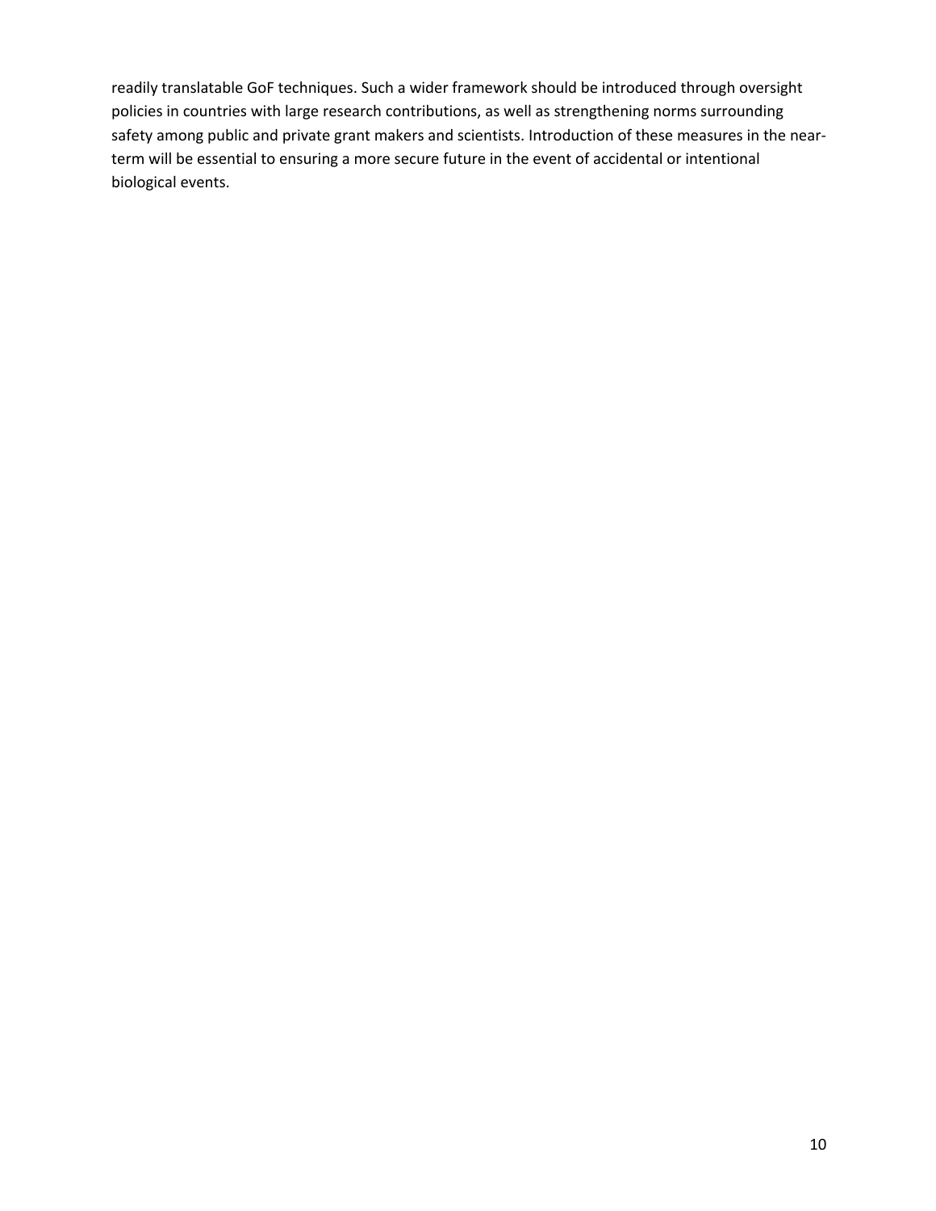readily translatable GoF techniques. Such a wider framework should be introduced through oversight policies in countries with large research contributions, as well as strengthening norms surrounding safety among public and private grant makers and scientists. Introduction of these measures in the near-term will be essential to ensuring a more secure future in the event of accidental or intentional biological events.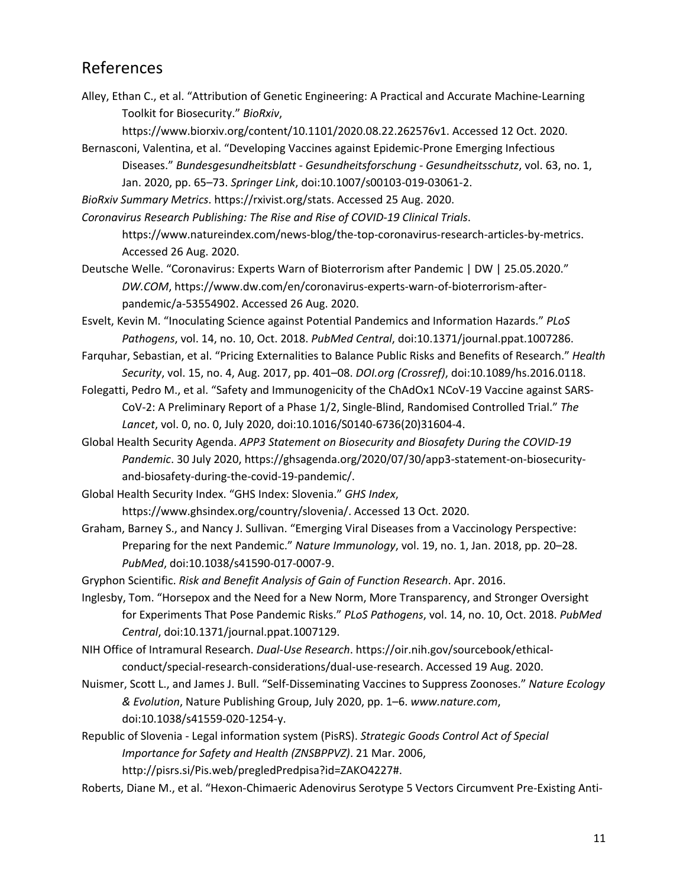## References

Alley, Ethan C., et al. "Attribution of Genetic Engineering: A Practical and Accurate Machine-Learning Toolkit for Biosecurity." *BioRxiv*, https://www.biorxiv.org/content/10.1101/2020.08.22.262576v1. Accessed 12 Oct. 2020.

Bernasconi, Valentina, et al. "Developing Vaccines against Epidemic-Prone Emerging Infectious Diseases." *Bundesgesundheitsblatt - Gesundheitsforschung - Gesundheitsschutz*, vol. 63, no. 1, Jan. 2020, pp. 65–73. *Springer Link*, doi:10.1007/s00103-019-03061-2.

*BioRxiv Summary Metrics*. https://rxivist.org/stats. Accessed 25 Aug. 2020.

*Coronavirus Research Publishing: The Rise and Rise of COVID-19 Clinical Trials*. https://www.natureindex.com/news-blog/the-top-coronavirus-research-articles-by-metrics. Accessed 26 Aug. 2020.

Deutsche Welle. "Coronavirus: Experts Warn of Bioterrorism after Pandemic | DW | 25.05.2020." *DW.COM*, https://www.dw.com/en/coronavirus-experts-warn-of-bioterrorism-after-pandemic/a-53554902. Accessed 26 Aug. 2020.

Esvelt, Kevin M. "Inoculating Science against Potential Pandemics and Information Hazards." *PLoS Pathogens*, vol. 14, no. 10, Oct. 2018. *PubMed Central*, doi:10.1371/journal.ppat.1007286.

Farquhar, Sebastian, et al. "Pricing Externalities to Balance Public Risks and Benefits of Research." *Health Security*, vol. 15, no. 4, Aug. 2017, pp. 401–08. *DOI.org (Crossref)*, doi:10.1089/hs.2016.0118.

Folegatti, Pedro M., et al. "Safety and Immunogenicity of the ChAdOx1 NCoV-19 Vaccine against SARS-CoV-2: A Preliminary Report of a Phase 1/2, Single-Blind, Randomised Controlled Trial." *The Lancet*, vol. 0, no. 0, July 2020, doi:10.1016/S0140-6736(20)31604-4.

Global Health Security Agenda. *APP3 Statement on Biosecurity and Biosafety During the COVID-19 Pandemic*. 30 July 2020, https://ghsagenda.org/2020/07/30/app3-statement-on-biosecurity-and-biosafety-during-the-covid-19-pandemic/.

Global Health Security Index. "GHS Index: Slovenia." *GHS Index*, https://www.ghsindex.org/country/slovenia/. Accessed 13 Oct. 2020.

Graham, Barney S., and Nancy J. Sullivan. "Emerging Viral Diseases from a Vaccinology Perspective: Preparing for the next Pandemic." *Nature Immunology*, vol. 19, no. 1, Jan. 2018, pp. 20–28. *PubMed*, doi:10.1038/s41590-017-0007-9.

Gryphon Scientific. *Risk and Benefit Analysis of Gain of Function Research*. Apr. 2016.

Inglesby, Tom. "Horsepox and the Need for a New Norm, More Transparency, and Stronger Oversight for Experiments That Pose Pandemic Risks." *PLoS Pathogens*, vol. 14, no. 10, Oct. 2018. *PubMed Central*, doi:10.1371/journal.ppat.1007129.

NIH Office of Intramural Research. *Dual-Use Research*. https://oir.nih.gov/sourcebook/ethical-conduct/special-research-considerations/dual-use-research. Accessed 19 Aug. 2020.

Nuismer, Scott L., and James J. Bull. "Self-Disseminating Vaccines to Suppress Zoonoses." *Nature Ecology & Evolution*, Nature Publishing Group, July 2020, pp. 1–6. *www.nature.com*, doi:10.1038/s41559-020-1254-y.

Republic of Slovenia - Legal information system (PisRS). *Strategic Goods Control Act of Special Importance for Safety and Health (ZNSBPPVZ)*. 21 Mar. 2006, http://pisrs.si/Pis.web/pregledPredpisa?id=ZAKO4227#.

Roberts, Diane M., et al. "Hexon-Chimaeric Adenovirus Serotype 5 Vectors Circumvent Pre-Existing Anti-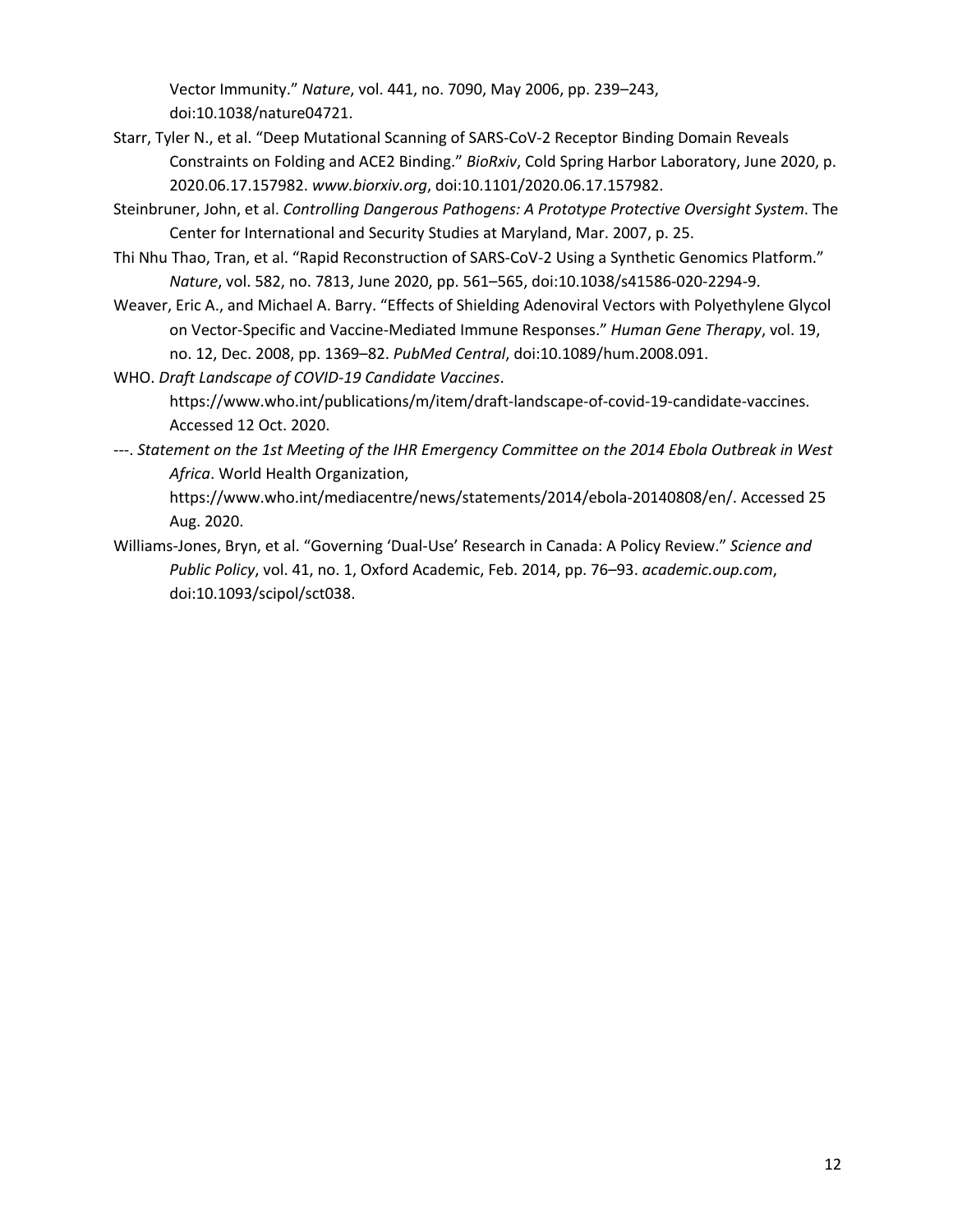Vector Immunity." *Nature*, vol. 441, no. 7090, May 2006, pp. 239–243, doi:10.1038/nature04721.

Starr, Tyler N., et al. "Deep Mutational Scanning of SARS-CoV-2 Receptor Binding Domain Reveals Constraints on Folding and ACE2 Binding." *BioRxiv*, Cold Spring Harbor Laboratory, June 2020, p. 2020.06.17.157982. *www.biorxiv.org*, doi:10.1101/2020.06.17.157982.

Steinbruner, John, et al. *Controlling Dangerous Pathogens: A Prototype Protective Oversight System*. The Center for International and Security Studies at Maryland, Mar. 2007, p. 25.

Thi Nhu Thao, Tran, et al. "Rapid Reconstruction of SARS-CoV-2 Using a Synthetic Genomics Platform." *Nature*, vol. 582, no. 7813, June 2020, pp. 561–565, doi:10.1038/s41586-020-2294-9.

Weaver, Eric A., and Michael A. Barry. "Effects of Shielding Adenoviral Vectors with Polyethylene Glycol on Vector-Specific and Vaccine-Mediated Immune Responses." *Human Gene Therapy*, vol. 19, no. 12, Dec. 2008, pp. 1369–82. *PubMed Central*, doi:10.1089/hum.2008.091.

WHO. *Draft Landscape of COVID-19 Candidate Vaccines*. https://www.who.int/publications/m/item/draft-landscape-of-covid-19-candidate-vaccines. Accessed 12 Oct. 2020.

---. *Statement on the 1st Meeting of the IHR Emergency Committee on the 2014 Ebola Outbreak in West Africa*. World Health Organization, https://www.who.int/mediacentre/news/statements/2014/ebola-20140808/en/. Accessed 25 Aug. 2020.

Williams-Jones, Bryn, et al. "Governing 'Dual-Use' Research in Canada: A Policy Review." *Science and Public Policy*, vol. 41, no. 1, Oxford Academic, Feb. 2014, pp. 76–93. *academic.oup.com*, doi:10.1093/scipol/sct038.